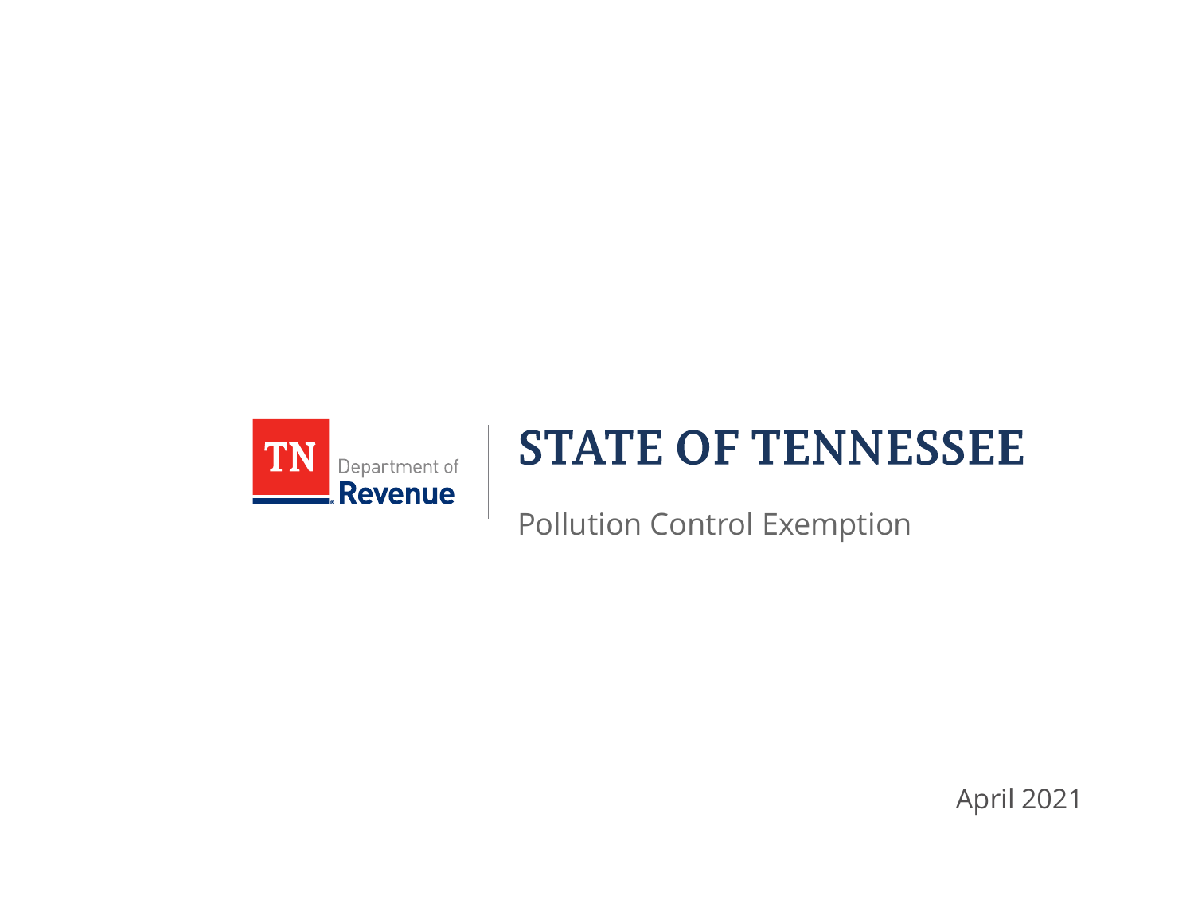TN Department of Revenue

# STATE OF TENNESSEE

Pollution Control Exemption

April 2021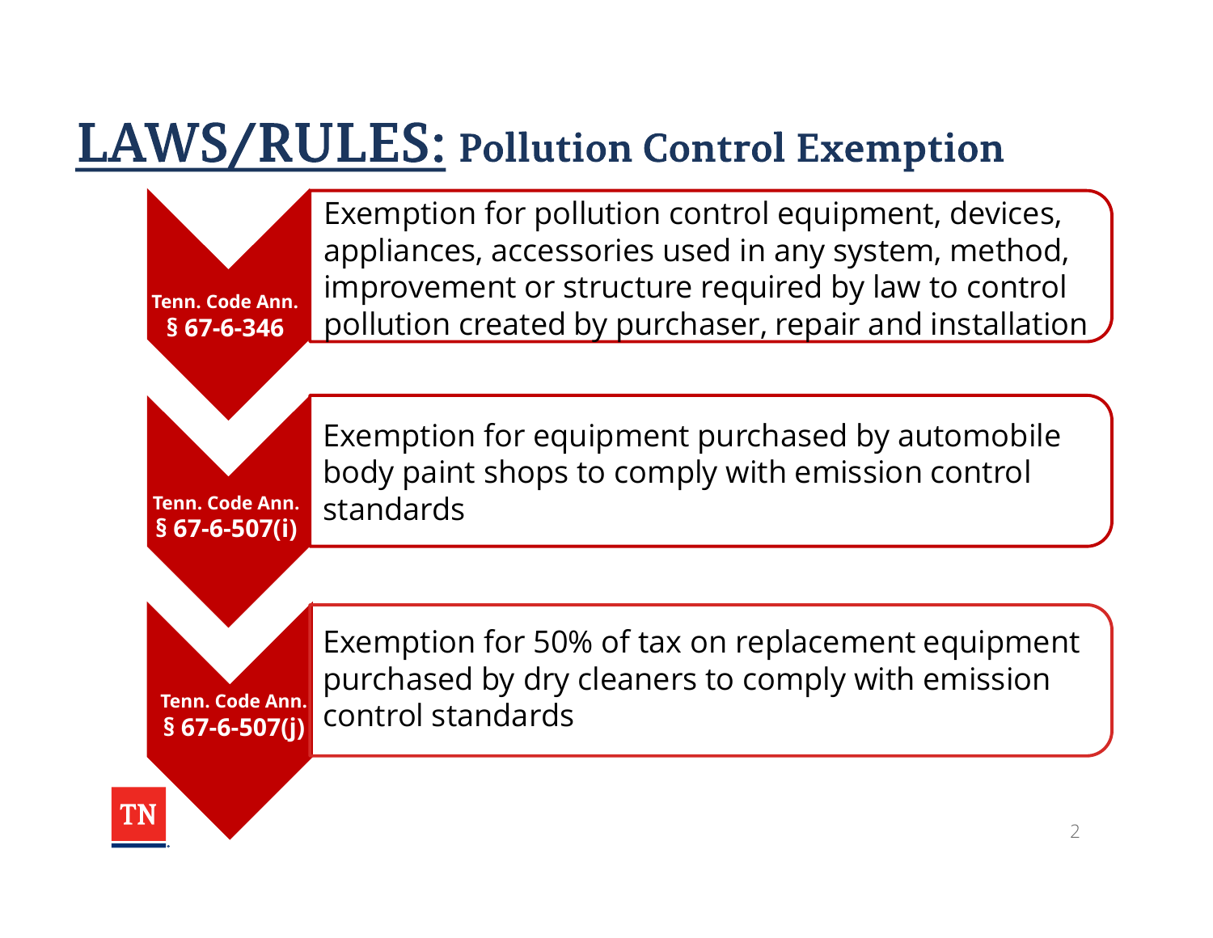# LAWS/RULES: Pollution Control Exemption

**Tenn. Code Ann. § 67-6-346**

Exemption for pollution control equipment, devices, appliances, accessories used in any system, method, improvement or structure required by law to control pollution created by purchaser, repair and installation

**Tenn. Code Ann. § 67-6-507(i)**

Exemption for equipment purchased by automobile body paint shops to comply with emission control standards

**Tenn. Code Ann. § 67-6-507(j)**

Exemption for 50% of tax on replacement equipment purchased by dry cleaners to comply with emission control standards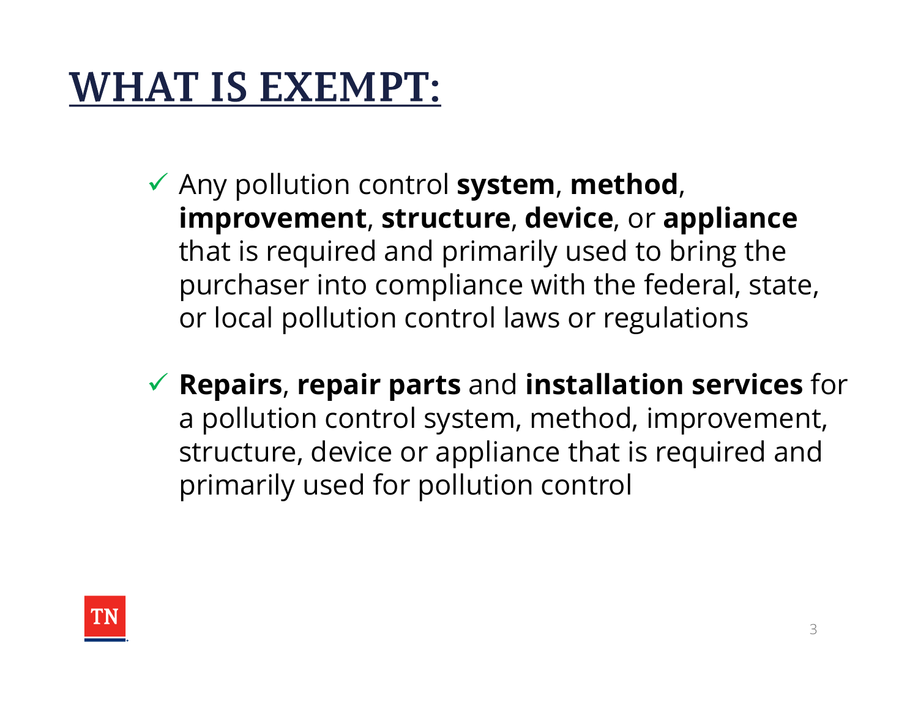# WHAT IS EXEMPT:

- ✓ Any pollution control **system**, **method**, **improvement**, **structure**, **device**, or **appliance** that is required and primarily used to bring the purchaser into compliance with the federal, state, or local pollution control laws or regulations

- ✓ **Repairs**, **repair parts** and **installation services** for a pollution control system, method, improvement, structure, device or appliance that is required and primarily used for pollution control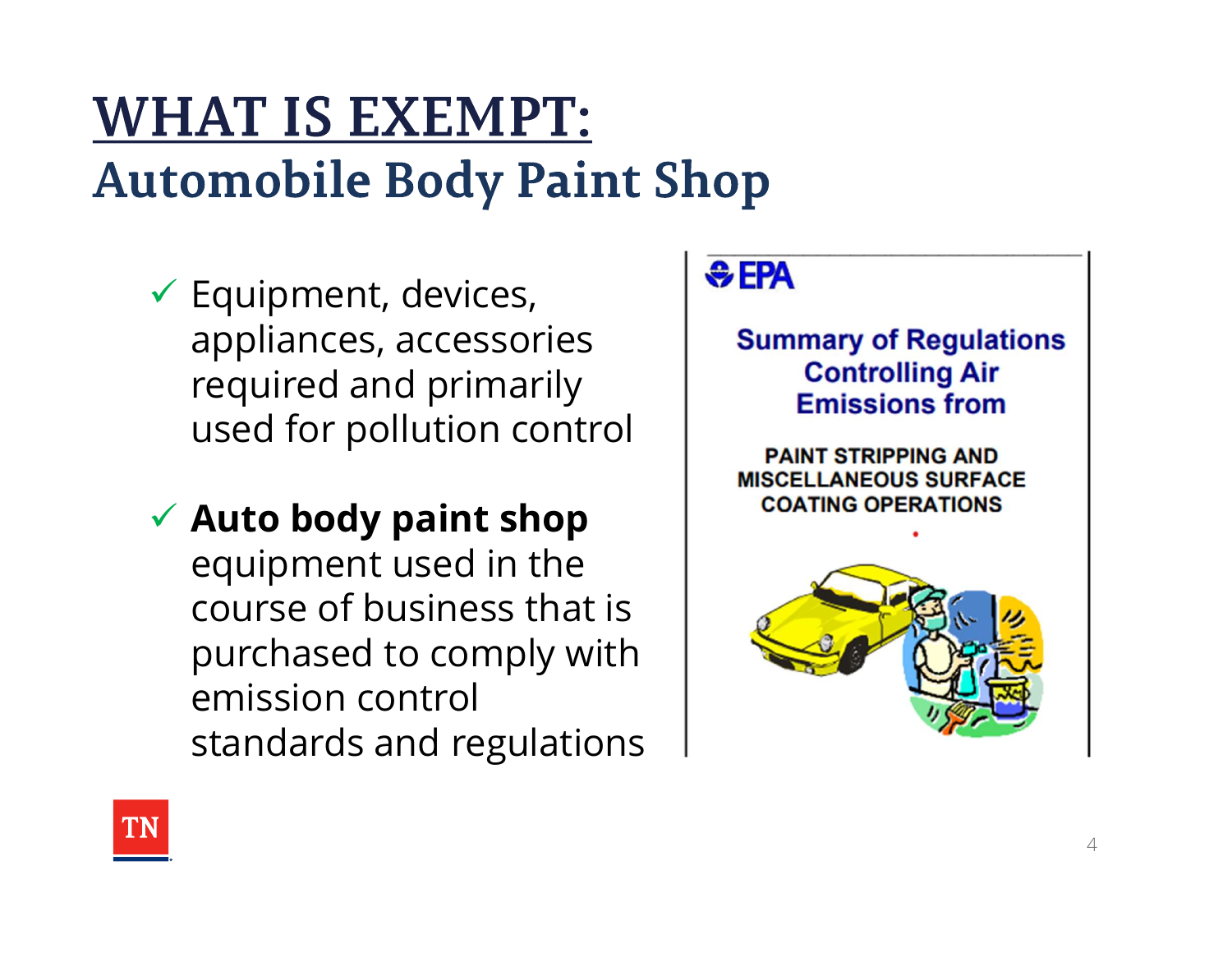# WHAT IS EXEMPT:

## Automobile Body Paint Shop

- ✓ Equipment, devices, appliances, accessories required and primarily used for pollution control
- ✓ **Auto body paint shop** equipment used in the course of business that is purchased to comply with emission control standards and regulations

EPA

Summary of Regulations Controlling Air Emissions from

PAINT STRIPPING AND MISCELLANEOUS SURFACE COATING OPERATIONS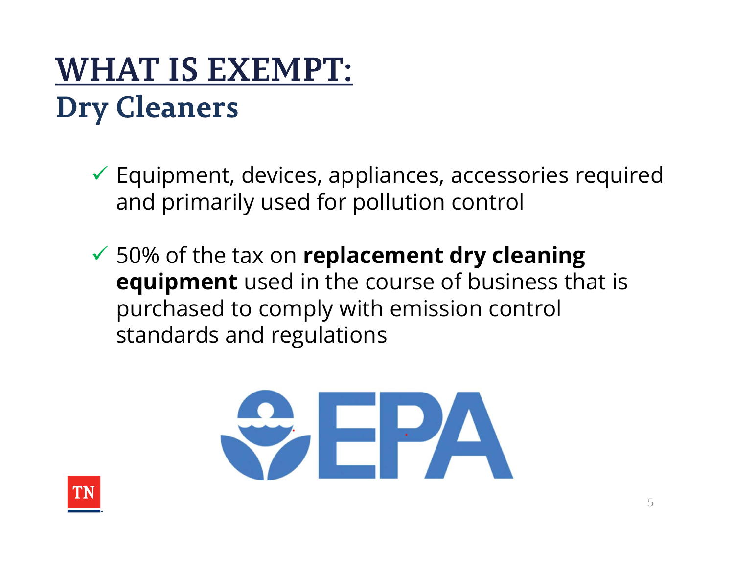# WHAT IS EXEMPT:
## Dry Cleaners

- ✓ Equipment, devices, appliances, accessories required and primarily used for pollution control
- ✓ 50% of the tax on **replacement dry cleaning equipment** used in the course of business that is purchased to comply with emission control standards and regulations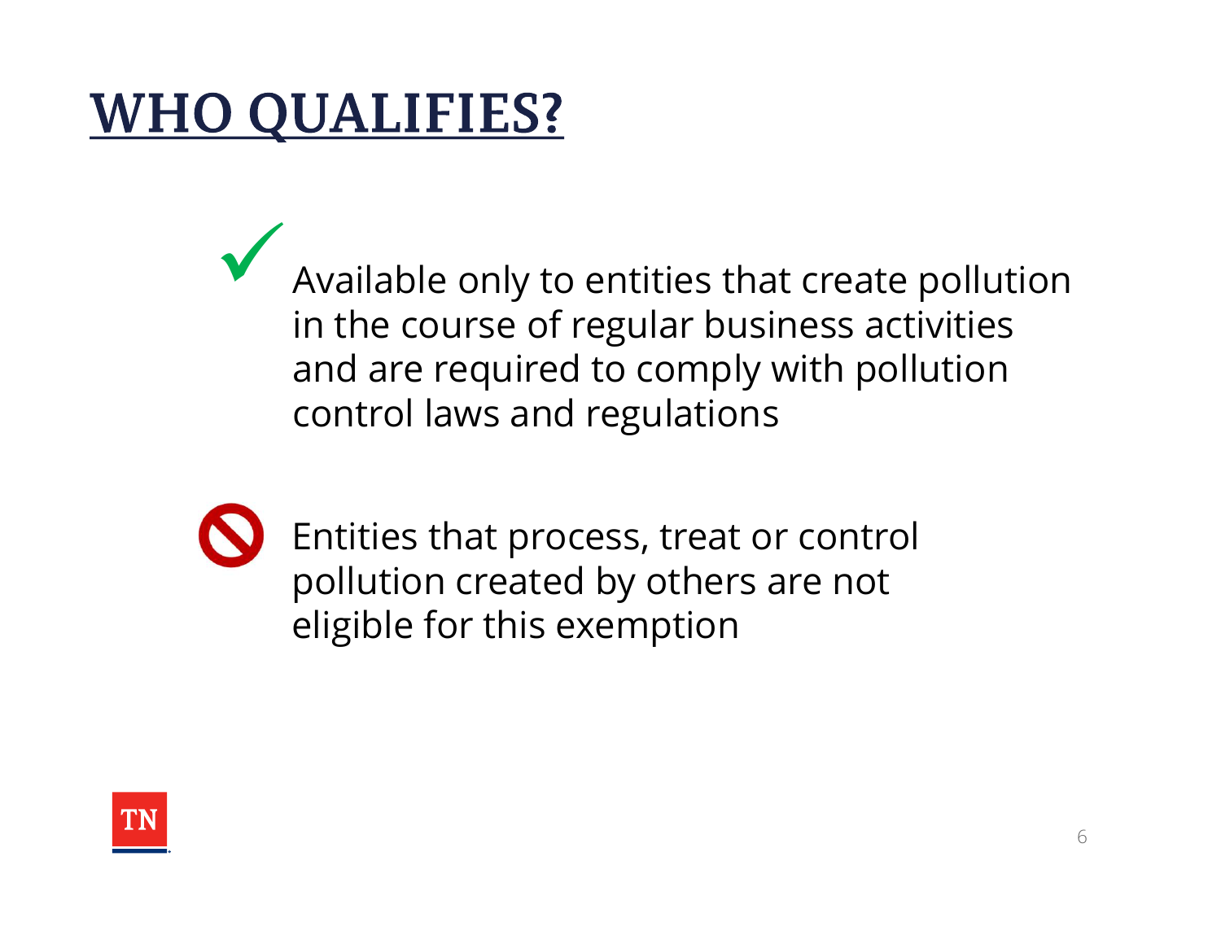# WHO QUALIFIES?

- ✓ Available only to entities that create pollution in the course of regular business activities and are required to comply with pollution control laws and regulations

- 🚫 Entities that process, treat or control pollution created by others are not eligible for this exemption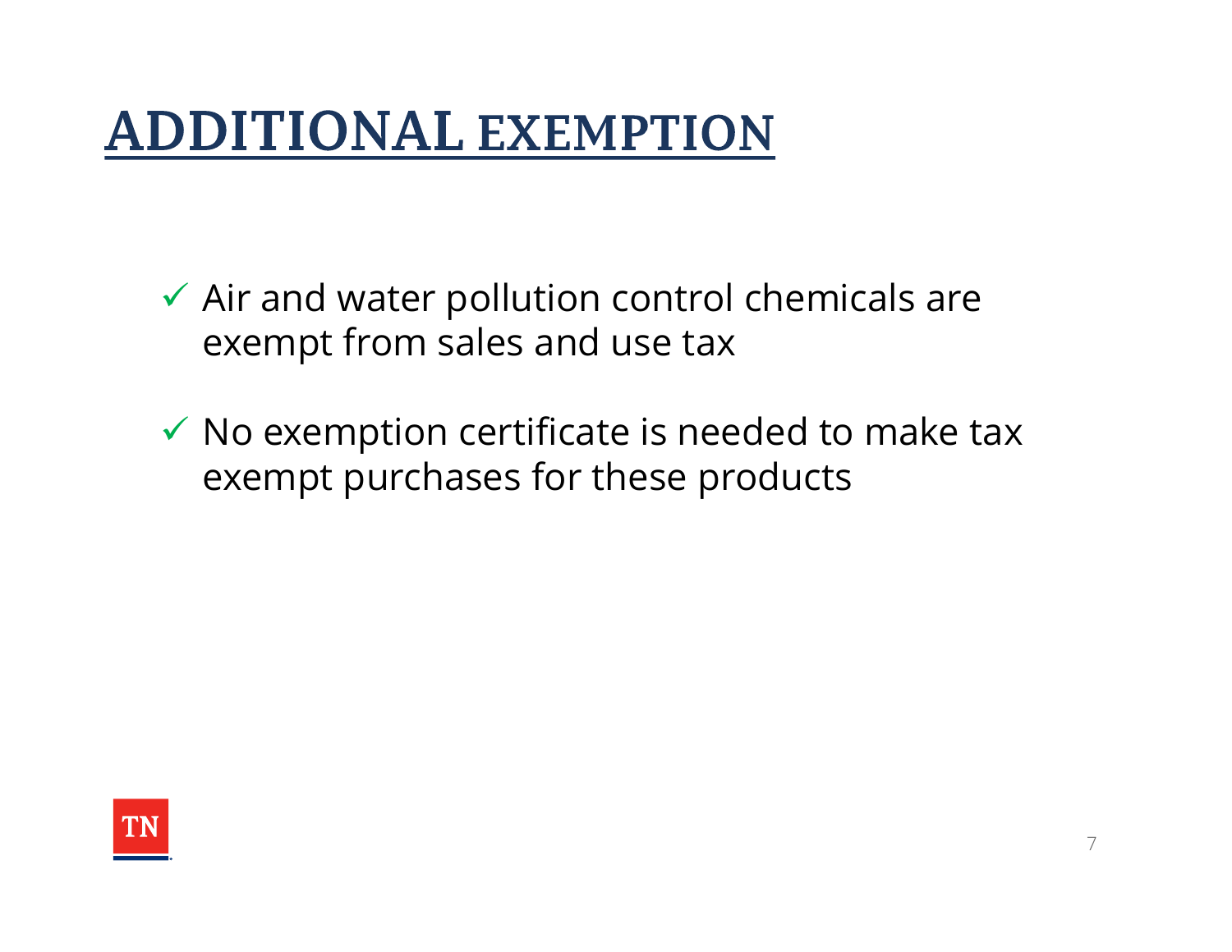# ADDITIONAL EXEMPTION

- ✓ Air and water pollution control chemicals are exempt from sales and use tax
- ✓ No exemption certificate is needed to make tax exempt purchases for these products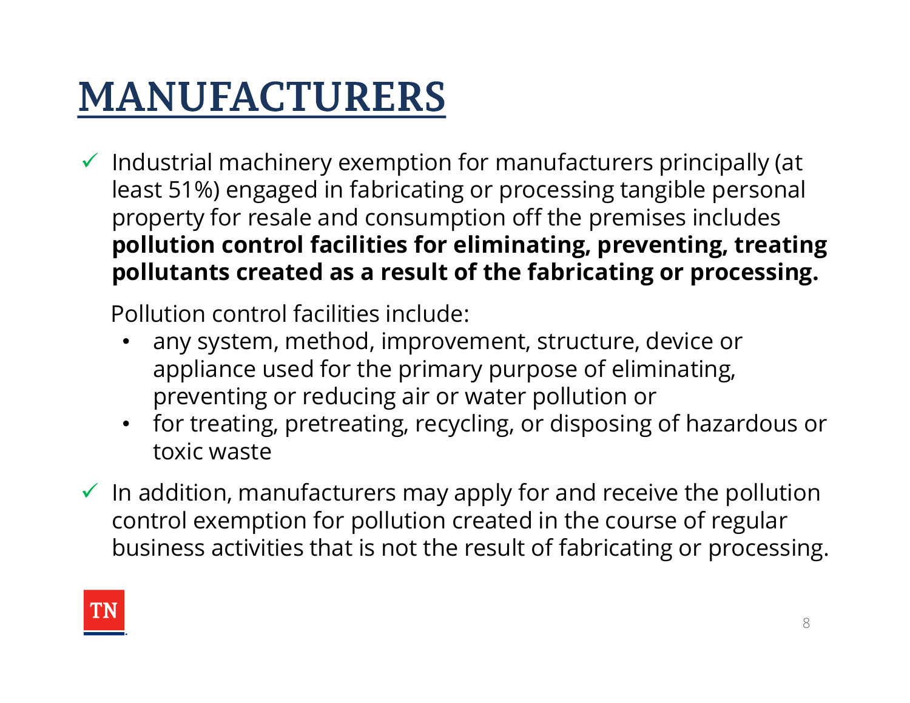# MANUFACTURERS

- ✓ Industrial machinery exemption for manufacturers principally (at least 51%) engaged in fabricating or processing tangible personal property for resale and consumption off the premises includes **pollution control facilities for eliminating, preventing, treating pollutants created as a result of the fabricating or processing.**

  Pollution control facilities include:

  - any system, method, improvement, structure, device or appliance used for the primary purpose of eliminating, preventing or reducing air or water pollution or
  - for treating, pretreating, recycling, or disposing of hazardous or toxic waste

- ✓ In addition, manufacturers may apply for and receive the pollution control exemption for pollution created in the course of regular business activities that is not the result of fabricating or processing.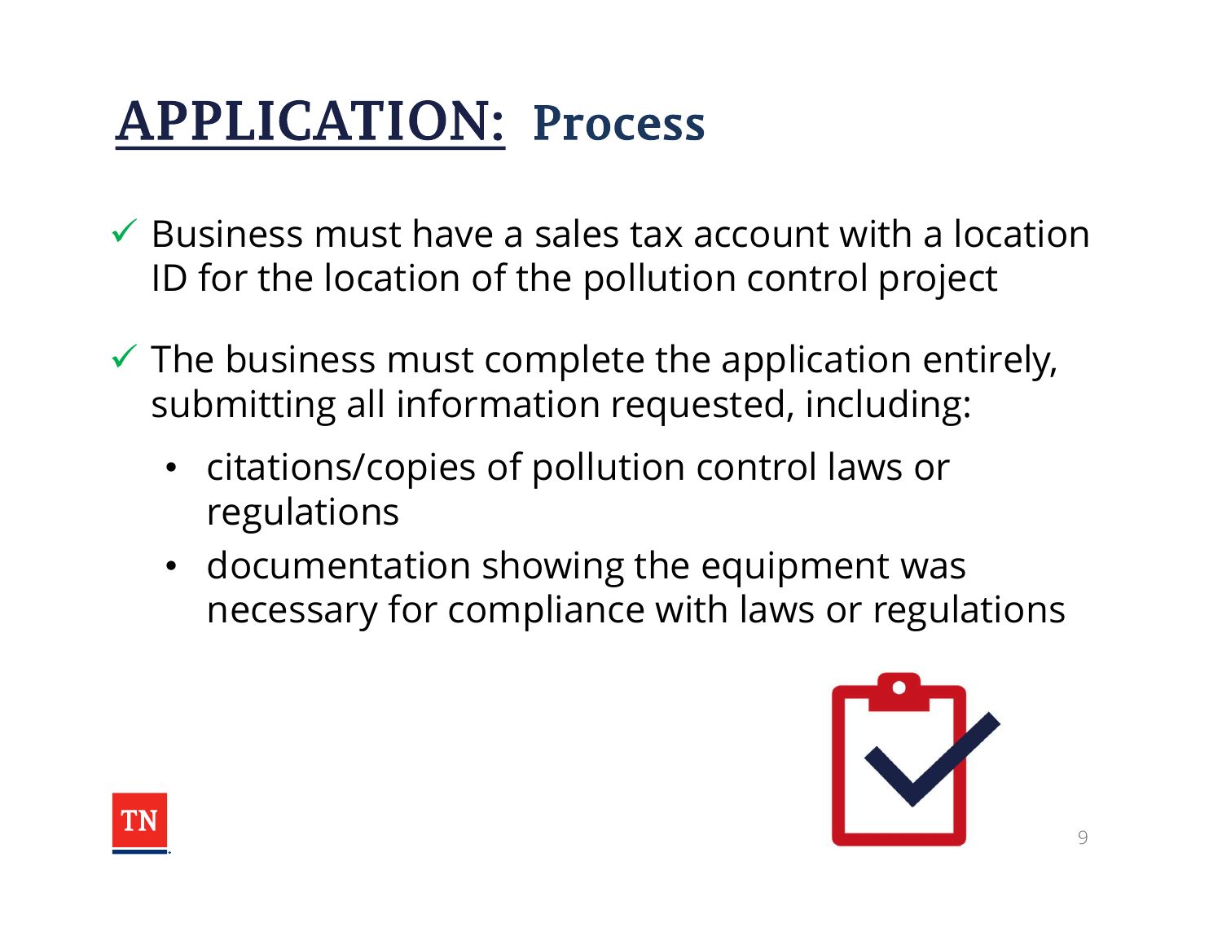# APPLICATION: Process

- ✓ Business must have a sales tax account with a location ID for the location of the pollution control project
- ✓ The business must complete the application entirely, submitting all information requested, including:
  - citations/copies of pollution control laws or regulations
  - documentation showing the equipment was necessary for compliance with laws or regulations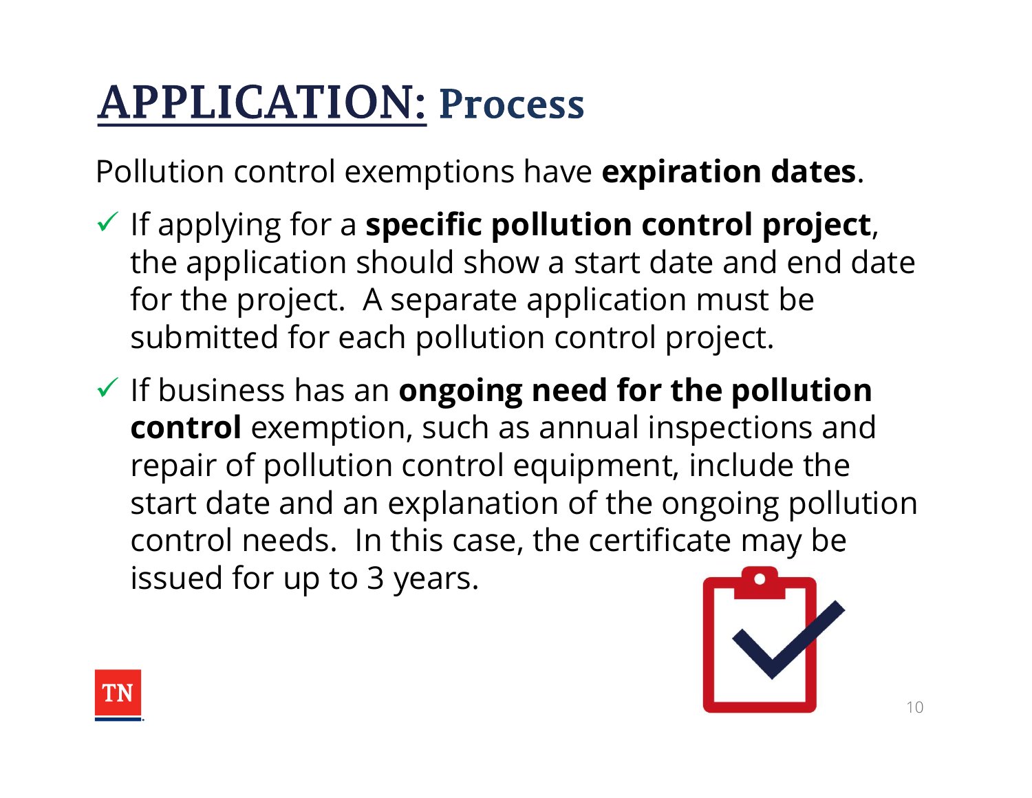# APPLICATION: Process

Pollution control exemptions have **expiration dates**.

- ✓ If applying for a **specific pollution control project**, the application should show a start date and end date for the project. A separate application must be submitted for each pollution control project.
- ✓ If business has an **ongoing need for the pollution control** exemption, such as annual inspections and repair of pollution control equipment, include the start date and an explanation of the ongoing pollution control needs. In this case, the certificate may be issued for up to 3 years.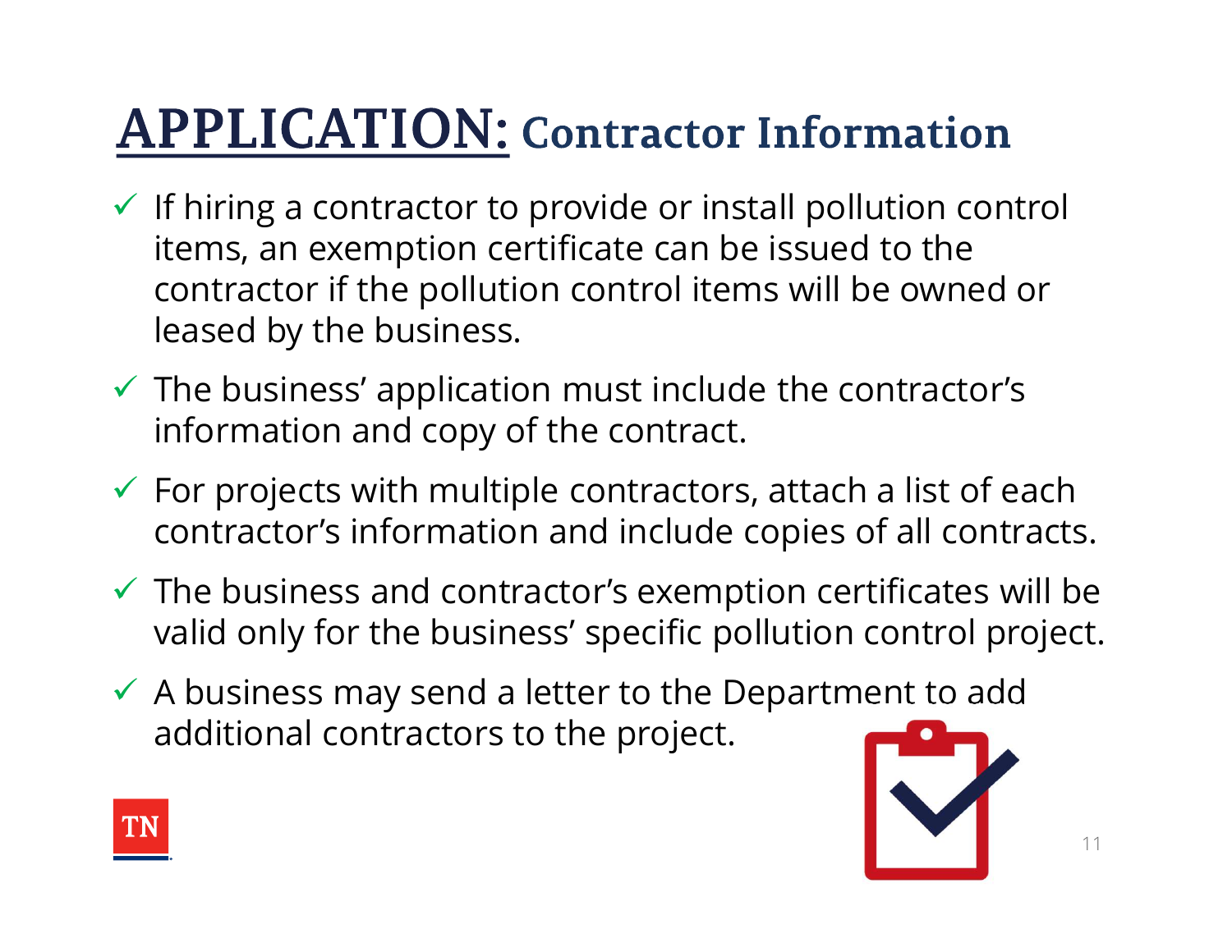# APPLICATION: Contractor Information

- ✓ If hiring a contractor to provide or install pollution control items, an exemption certificate can be issued to the contractor if the pollution control items will be owned or leased by the business.
- ✓ The business' application must include the contractor's information and copy of the contract.
- ✓ For projects with multiple contractors, attach a list of each contractor's information and include copies of all contracts.
- ✓ The business and contractor's exemption certificates will be valid only for the business' specific pollution control project.
- ✓ A business may send a letter to the Department to add additional contractors to the project.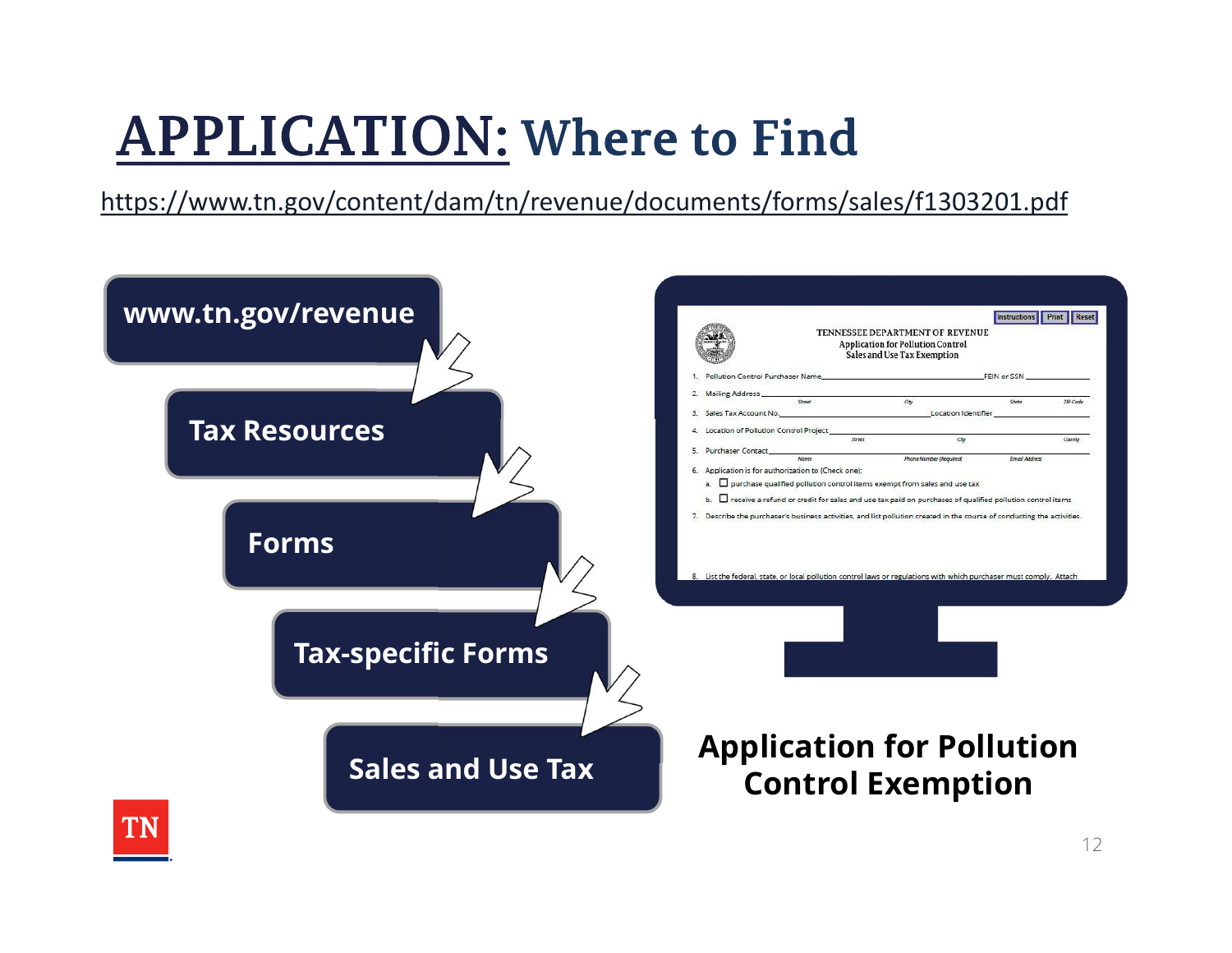# APPLICATION: Where to Find

https://www.tn.gov/content/dam/tn/revenue/documents/forms/sales/f1303201.pdf

- www.tn.gov/revenue
- Tax Resources
- Forms
- Tax-specific Forms
- Sales and Use Tax

**Application for Pollution Control Exemption**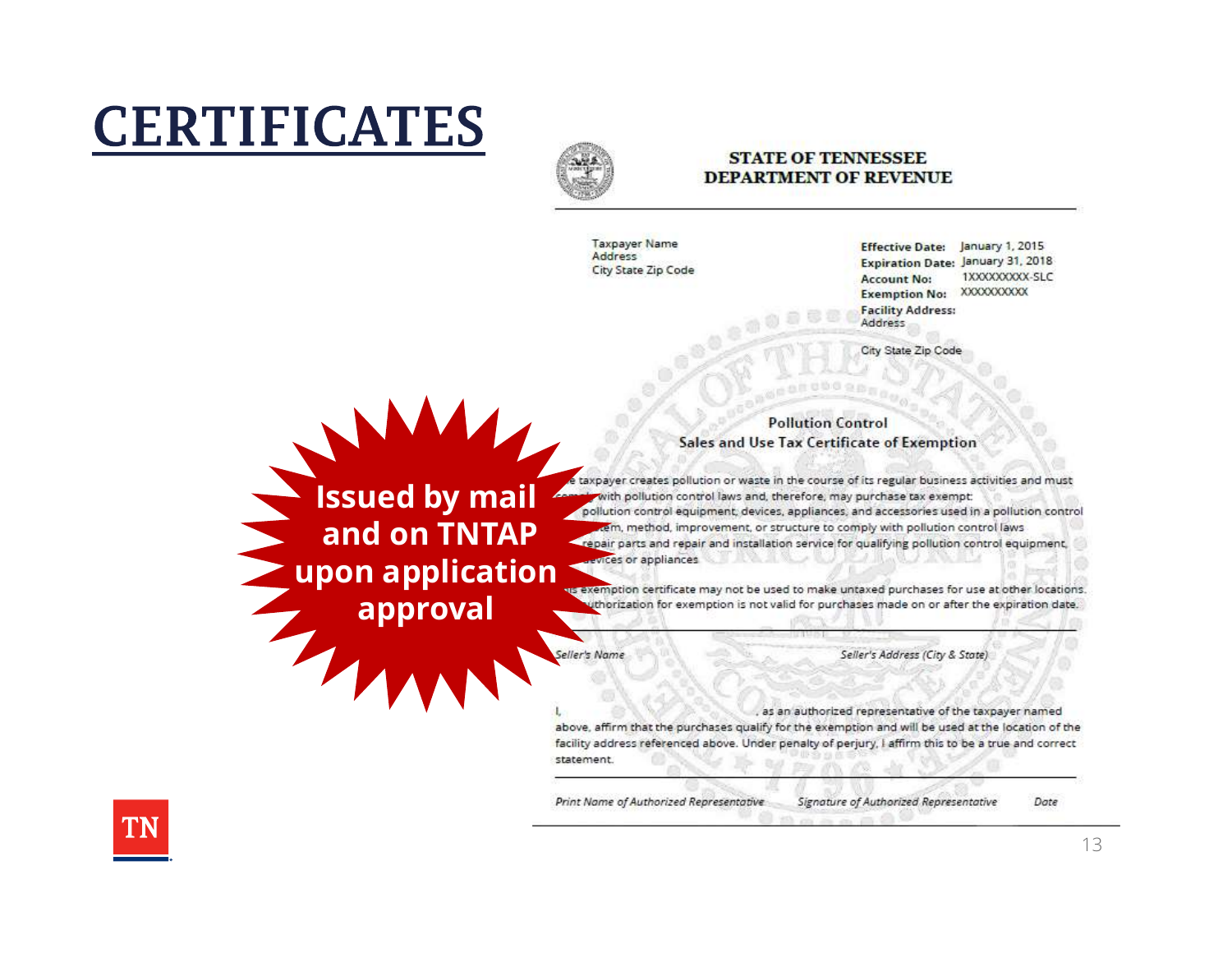# CERTIFICATES

**Issued by mail and on TNTAP upon application approval**

**STATE OF TENNESSEE**
**DEPARTMENT OF REVENUE**

Taxpayer Name
Address
City State Zip Code

**Effective Date:** January 1, 2015
**Expiration Date:** January 31, 2018
**Account No:** 1XXXXXXXXX-SLC
**Exemption No:** XXXXXXXXXX
**Facility Address:**
Address

City State Zip Code

**Pollution Control**
**Sales and Use Tax Certificate of Exemption**

...e taxpayer creates pollution or waste in the course of its regular business activities and must comply with pollution control laws and, therefore, may purchase tax exempt:

- pollution control equipment, devices, appliances, and accessories used in a pollution control ...tem, method, improvement, or structure to comply with pollution control laws
- repair parts and repair and installation service for qualifying pollution control equipment, devices or appliances

...is exemption certificate may not be used to make untaxed purchases for use at other locations. ...uthorization for exemption is not valid for purchases made on or after the expiration date.

*Seller's Name* | *Seller's Address (City & State)*

I, ____________________, as an authorized representative of the taxpayer named above, affirm that the purchases qualify for the exemption and will be used at the location of the facility address referenced above. Under penalty of perjury, I affirm this to be a true and correct statement.

*Print Name of Authorized Representative* | *Signature of Authorized Representative* | *Date*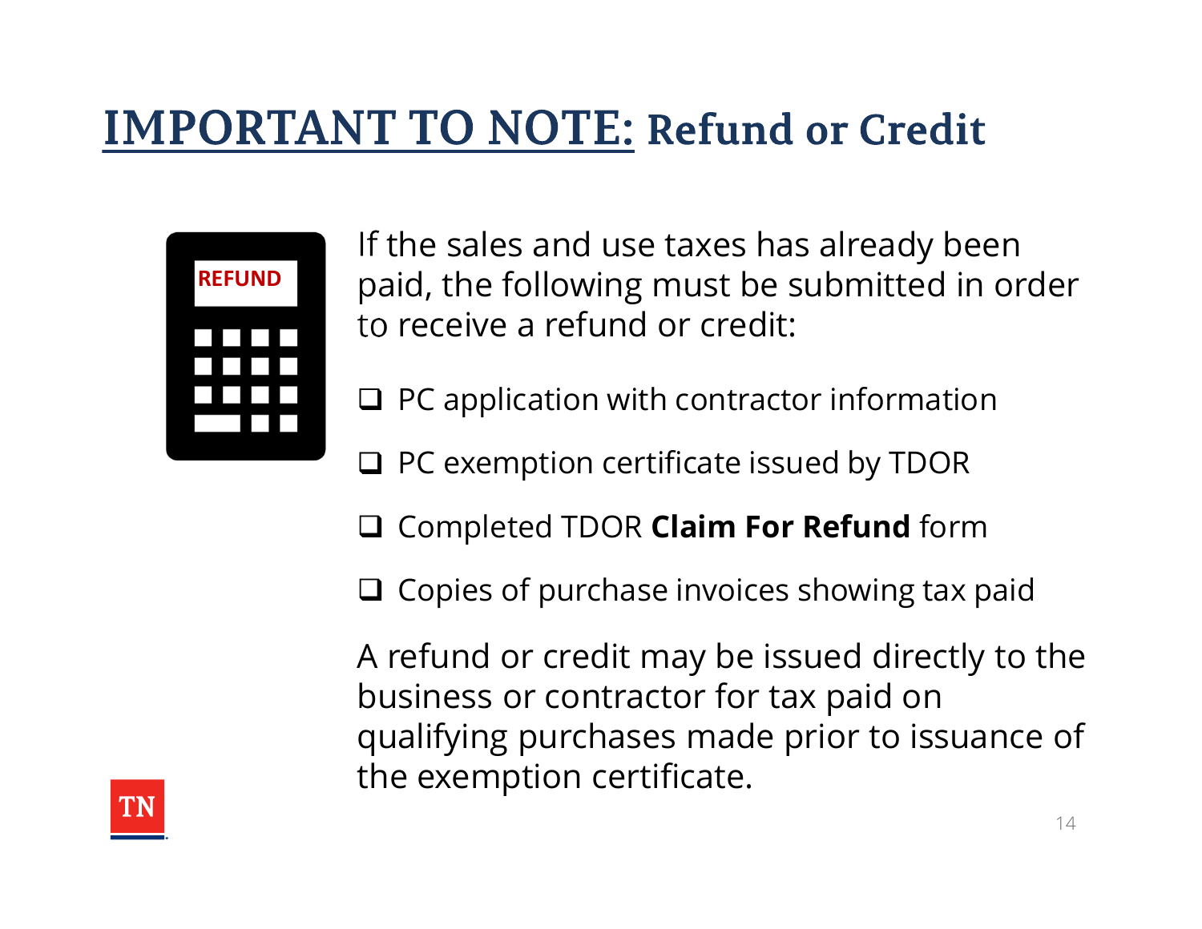# IMPORTANT TO NOTE: Refund or Credit

If the sales and use taxes has already been paid, the following must be submitted in order to receive a refund or credit:

- ❑ PC application with contractor information
- ❑ PC exemption certificate issued by TDOR
- ❑ Completed TDOR **Claim For Refund** form
- ❑ Copies of purchase invoices showing tax paid

A refund or credit may be issued directly to the business or contractor for tax paid on qualifying purchases made prior to issuance of the exemption certificate.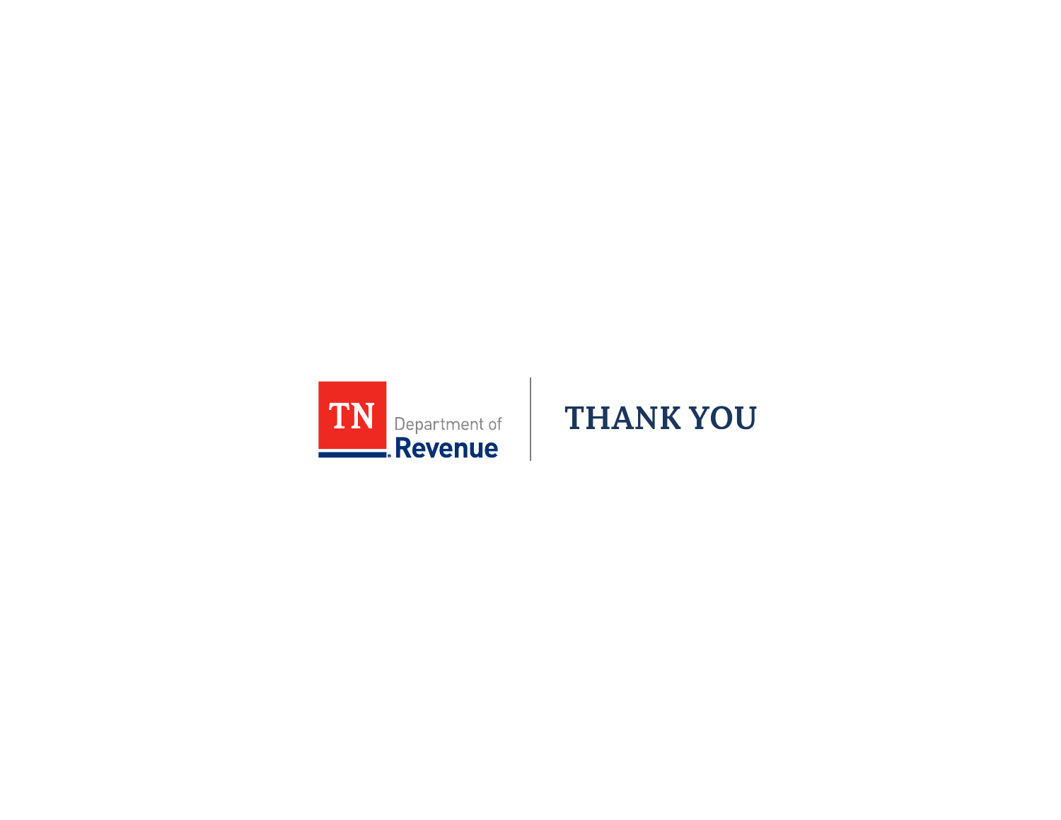TN Department of Revenue

# THANK YOU